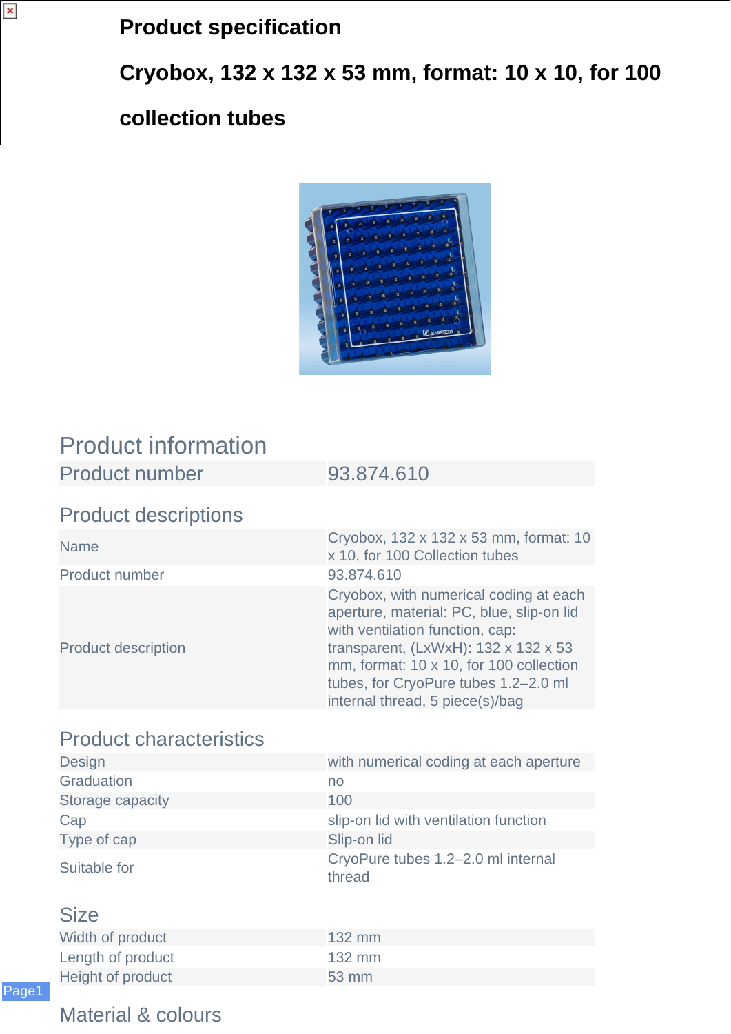# Product specification

# Cryobox, 132 x 132 x 53 mm, format: 10 x 10, for 100 collection tubes

## Product information

| Product number | 93.874.610 |
|---|---|

## Product descriptions

| | |
|---|---|
| Name | Cryobox, 132 x 132 x 53 mm, format: 10 x 10, for 100 Collection tubes |
| Product number | 93.874.610 |
| Product description | Cryobox, with numerical coding at each aperture, material: PC, blue, slip-on lid with ventilation function, cap: transparent, (LxWxH): 132 x 132 x 53 mm, format: 10 x 10, for 100 collection tubes, for CryoPure tubes 1.2–2.0 ml internal thread, 5 piece(s)/bag |

## Product characteristics

| | |
|---|---|
| Design | with numerical coding at each aperture |
| Graduation | no |
| Storage capacity | 100 |
| Cap | slip-on lid with ventilation function |
| Type of cap | Slip-on lid |
| Suitable for | CryoPure tubes 1.2–2.0 ml internal thread |

## Size

| | |
|---|---|
| Width of product | 132 mm |
| Length of product | 132 mm |
| Height of product | 53 mm |

## Material & colours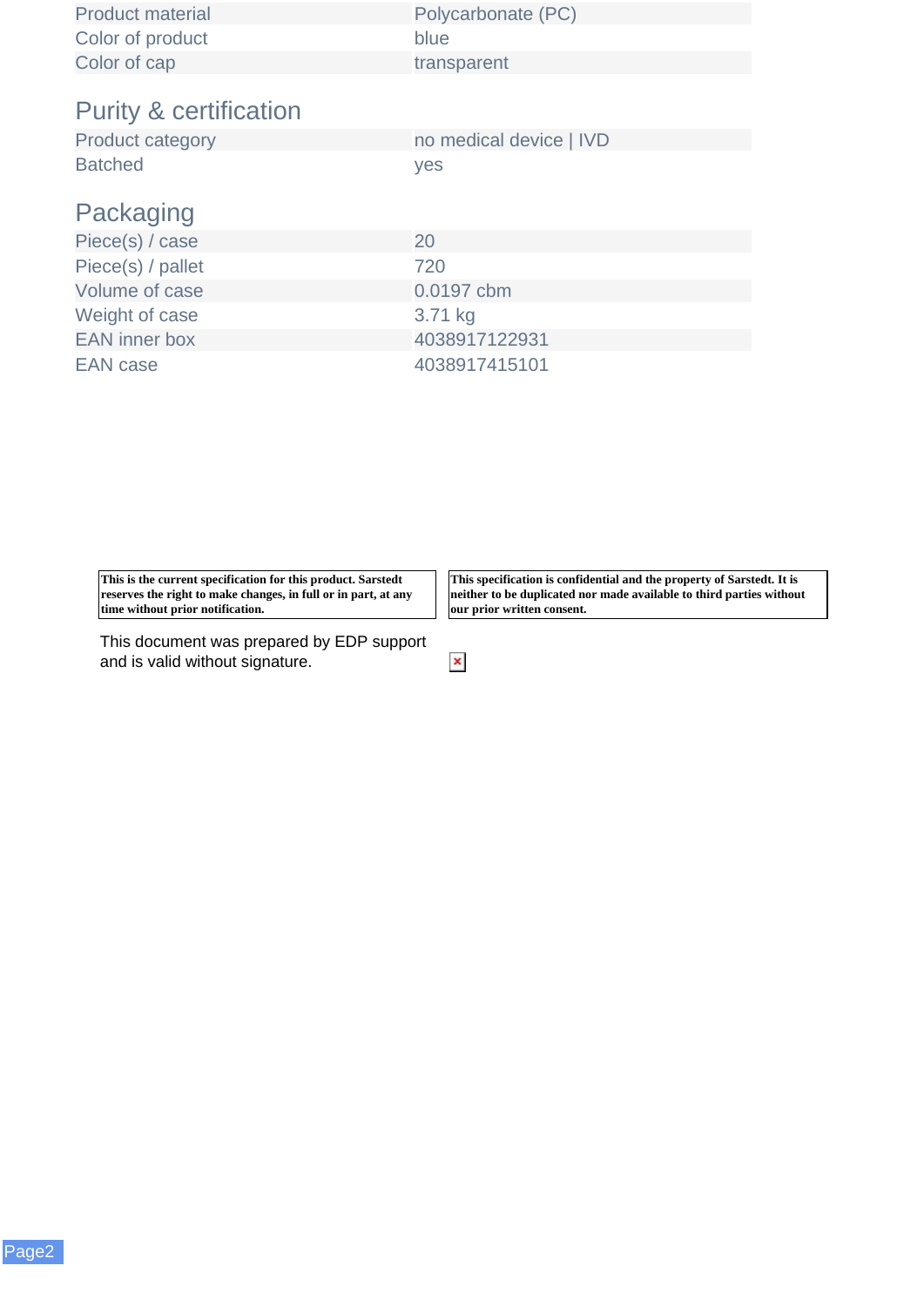| | |
|---|---|
| Product material | Polycarbonate (PC) |
| Color of product | blue |
| Color of cap | transparent |

## Purity & certification

| | |
|---|---|
| Product category | no medical device \| IVD |
| Batched | yes |

## Packaging

| | |
|---|---|
| Piece(s) / case | 20 |
| Piece(s) / pallet | 720 |
| Volume of case | 0.0197 cbm |
| Weight of case | 3.71 kg |
| EAN inner box | 4038917122931 |
| EAN case | 4038917415101 |

**This is the current specification for this product. Sarstedt reserves the right to make changes, in full or in part, at any time without prior notification.**

**This specification is confidential and the property of Sarstedt. It is neither to be duplicated nor made available to third parties without our prior written consent.**

This document was prepared by EDP support and is valid without signature.